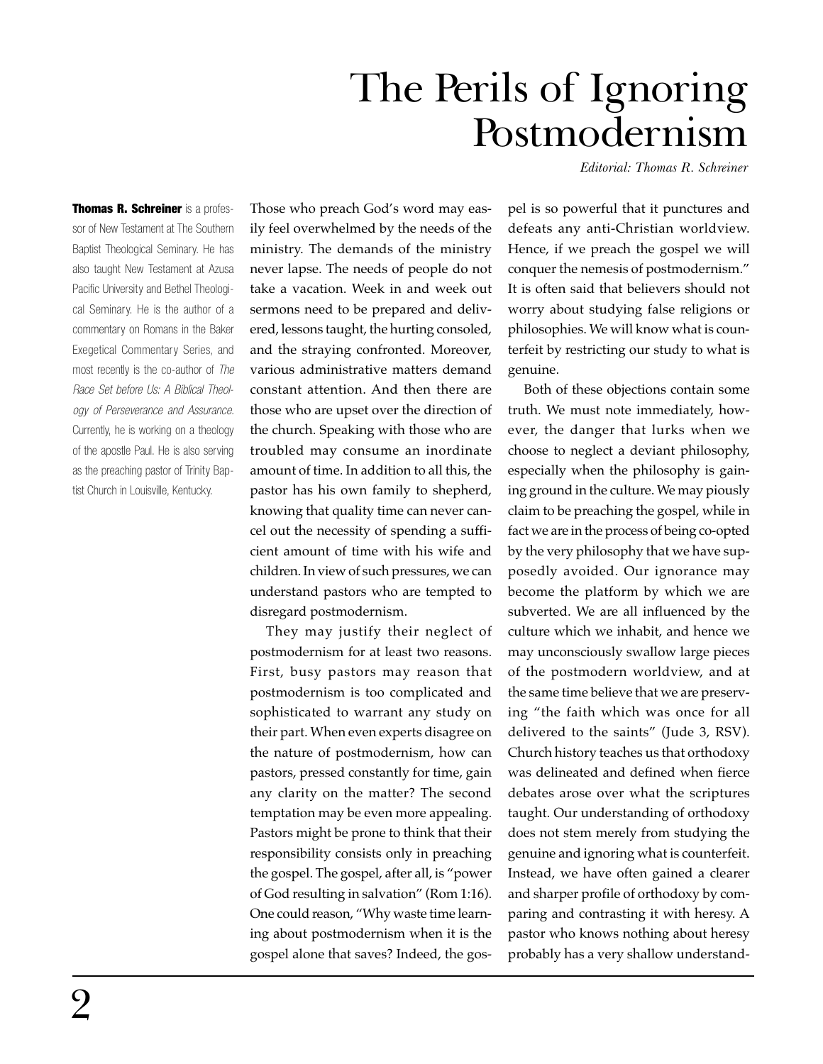# The Perils of Ignoring Postmodernism

*Editorial: Thomas R. Schreiner*

**Thomas R. Schreiner** is a professor of New Testament at The Southern Baptist Theological Seminary. He has also taught New Testament at Azusa Pacific University and Bethel Theological Seminary. He is the author of a commentary on Romans in the Baker Exegetical Commentary Series, and most recently is the co-author of *The Race Set before Us: A Biblical Theology of Perseverance and Assurance.* Currently, he is working on a theology of the apostle Paul. He is also serving as the preaching pastor of Trinity Baptist Church in Louisville, Kentucky.

Those who preach God's word may easily feel overwhelmed by the needs of the ministry. The demands of the ministry never lapse. The needs of people do not take a vacation. Week in and week out sermons need to be prepared and delivered, lessons taught, the hurting consoled, and the straying confronted. Moreover, various administrative matters demand constant attention. And then there are those who are upset over the direction of the church. Speaking with those who are troubled may consume an inordinate amount of time. In addition to all this, the pastor has his own family to shepherd, knowing that quality time can never cancel out the necessity of spending a sufficient amount of time with his wife and children. In view of such pressures, we can understand pastors who are tempted to disregard postmodernism.

They may justify their neglect of postmodernism for at least two reasons. First, busy pastors may reason that postmodernism is too complicated and sophisticated to warrant any study on their part. When even experts disagree on the nature of postmodernism, how can pastors, pressed constantly for time, gain any clarity on the matter? The second temptation may be even more appealing. Pastors might be prone to think that their responsibility consists only in preaching the gospel. The gospel, after all, is "power of God resulting in salvation" (Rom 1:16). One could reason, "Why waste time learning about postmodernism when it is the gospel alone that saves? Indeed, the gospel is so powerful that it punctures and defeats any anti-Christian worldview. Hence, if we preach the gospel we will conquer the nemesis of postmodernism." It is often said that believers should not worry about studying false religions or philosophies. We will know what is counterfeit by restricting our study to what is genuine.

Both of these objections contain some truth. We must note immediately, however, the danger that lurks when we choose to neglect a deviant philosophy, especially when the philosophy is gaining ground in the culture. We may piously claim to be preaching the gospel, while in fact we are in the process of being co-opted by the very philosophy that we have supposedly avoided. Our ignorance may become the platform by which we are subverted. We are all influenced by the culture which we inhabit, and hence we may unconsciously swallow large pieces of the postmodern worldview, and at the same time believe that we are preserving "the faith which was once for all delivered to the saints" (Jude 3, RSV). Church history teaches us that orthodoxy was delineated and defined when fierce debates arose over what the scriptures taught. Our understanding of orthodoxy does not stem merely from studying the genuine and ignoring what is counterfeit. Instead, we have often gained a clearer and sharper profile of orthodoxy by comparing and contrasting it with heresy. A pastor who knows nothing about heresy probably has a very shallow understand-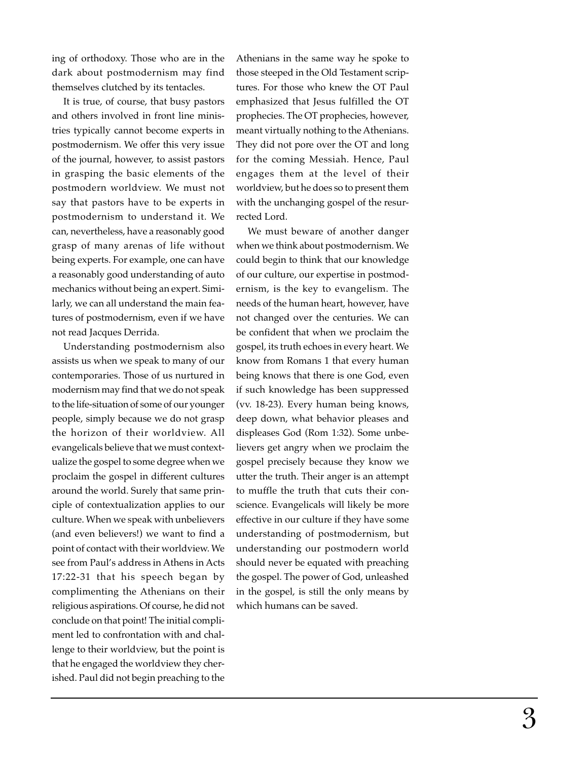ing of orthodoxy. Those who are in the dark about postmodernism may find themselves clutched by its tentacles.

It is true, of course, that busy pastors and others involved in front line ministries typically cannot become experts in postmodernism. We offer this very issue of the journal, however, to assist pastors in grasping the basic elements of the postmodern worldview. We must not say that pastors have to be experts in postmodernism to understand it. We can, nevertheless, have a reasonably good grasp of many arenas of life without being experts. For example, one can have a reasonably good understanding of auto mechanics without being an expert. Similarly, we can all understand the main features of postmodernism, even if we have not read Jacques Derrida.

Understanding postmodernism also assists us when we speak to many of our contemporaries. Those of us nurtured in modernism may find that we do not speak to the life-situation of some of our younger people, simply because we do not grasp the horizon of their worldview. All evangelicals believe that we must contextualize the gospel to some degree when we proclaim the gospel in different cultures around the world. Surely that same principle of contextualization applies to our culture. When we speak with unbelievers (and even believers!) we want to find a point of contact with their worldview. We see from Paul's address in Athens in Acts 17:22-31 that his speech began by complimenting the Athenians on their religious aspirations. Of course, he did not conclude on that point! The initial compliment led to confrontation with and challenge to their worldview, but the point is that he engaged the worldview they cherished. Paul did not begin preaching to the Athenians in the same way he spoke to those steeped in the Old Testament scriptures. For those who knew the OT Paul emphasized that Jesus fulfilled the OT prophecies. The OT prophecies, however, meant virtually nothing to the Athenians. They did not pore over the OT and long for the coming Messiah. Hence, Paul engages them at the level of their worldview, but he does so to present them with the unchanging gospel of the resurrected Lord.

We must beware of another danger when we think about postmodernism. We could begin to think that our knowledge of our culture, our expertise in postmodernism, is the key to evangelism. The needs of the human heart, however, have not changed over the centuries. We can be confident that when we proclaim the gospel, its truth echoes in every heart. We know from Romans 1 that every human being knows that there is one God, even if such knowledge has been suppressed (vv. 18-23). Every human being knows, deep down, what behavior pleases and displeases God (Rom 1:32). Some unbelievers get angry when we proclaim the gospel precisely because they know we utter the truth. Their anger is an attempt to muffle the truth that cuts their conscience. Evangelicals will likely be more effective in our culture if they have some understanding of postmodernism, but understanding our postmodern world should never be equated with preaching the gospel. The power of God, unleashed in the gospel, is still the only means by which humans can be saved.